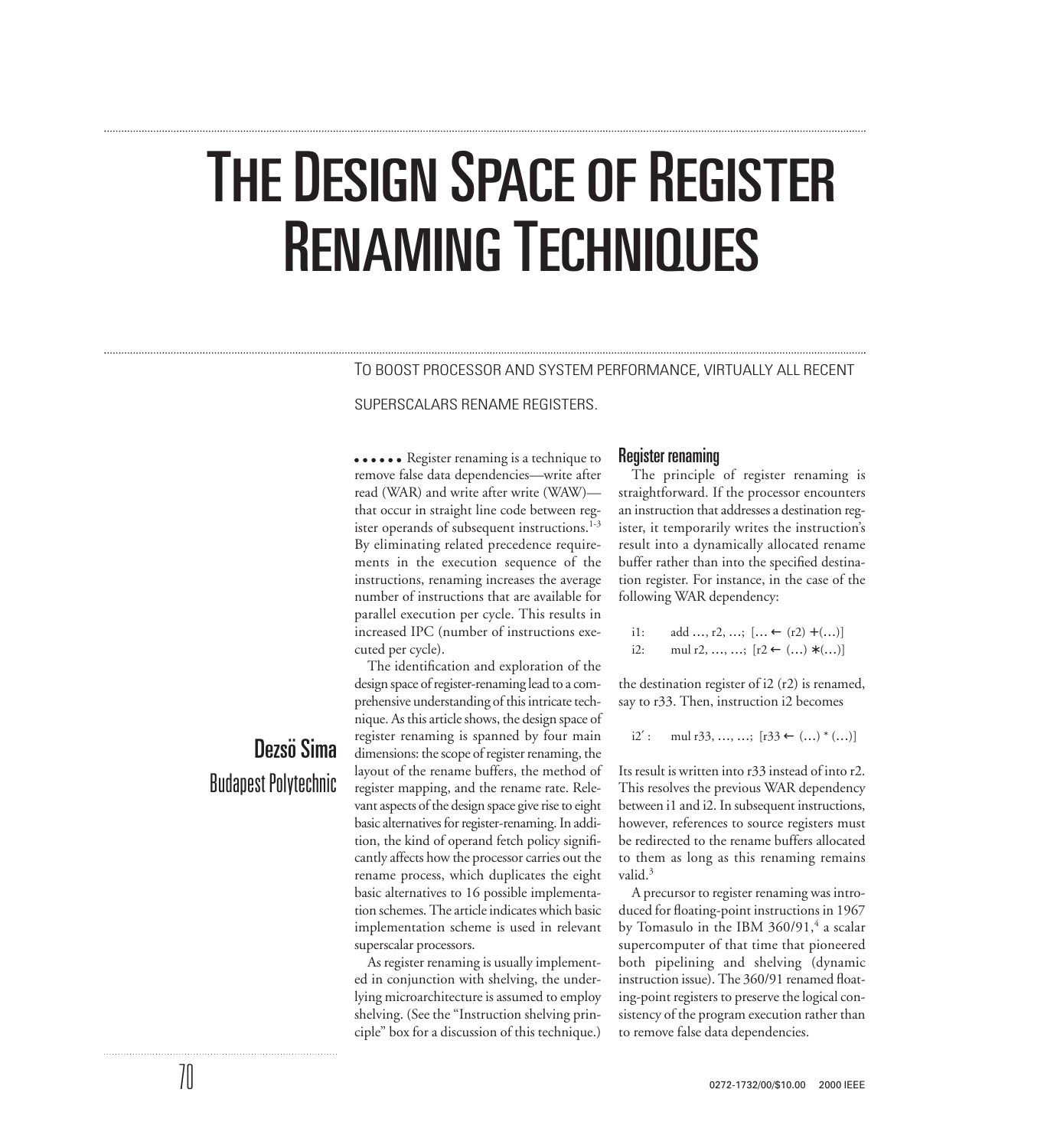# The Design Space of Register Renaming Techniques

To boost processor and system performance, virtually all recent superscalars rename registers.

**Dezsö Sima**
Budapest Polytechnic

Register renaming is a technique to remove false data dependencies—write after read (WAR) and write after write (WAW)—that occur in straight line code between register operands of subsequent instructions.[1-3] By eliminating related precedence requirements in the execution sequence of the instructions, renaming increases the average number of instructions that are available for parallel execution per cycle. This results in increased IPC (number of instructions executed per cycle).

The identification and exploration of the design space of register-renaming lead to a comprehensive understanding of this intricate technique. As this article shows, the design space of register renaming is spanned by four main dimensions: the scope of register renaming, the layout of the rename buffers, the method of register mapping, and the rename rate. Relevant aspects of the design space give rise to eight basic alternatives for register-renaming. In addition, the kind of operand fetch policy significantly affects how the processor carries out the rename process, which duplicates the eight basic alternatives to 16 possible implementation schemes. The article indicates which basic implementation scheme is used in relevant superscalar processors.

As register renaming is usually implemented in conjunction with shelving, the underlying microarchitecture is assumed to employ shelving. (See the "Instruction shelving principle" box for a discussion of this technique.)

## Register renaming

The principle of register renaming is straightforward. If the processor encounters an instruction that addresses a destination register, it temporarily writes the instruction's result into a dynamically allocated rename buffer rather than into the specified destination register. For instance, in the case of the following WAR dependency:

```
i1:    add …, r2, …;  […← (r2) +(…)]
i2:    mul r2, …, …;  [r2 ← (…) ∗(…)]
```

the destination register of i2 (r2) is renamed, say to r33. Then, instruction i2 becomes

```
i2′ :    mul r33, …, …;  [r33 ← (…) * (…)]
```

Its result is written into r33 instead of into r2. This resolves the previous WAR dependency between i1 and i2. In subsequent instructions, however, references to source registers must be redirected to the rename buffers allocated to them as long as this renaming remains valid.[3]

A precursor to register renaming was introduced for floating-point instructions in 1967 by Tomasulo in the IBM 360/91,[4] a scalar supercomputer of that time that pioneered both pipelining and shelving (dynamic instruction issue). The 360/91 renamed floating-point registers to preserve the logical consistency of the program execution rather than to remove false data dependencies.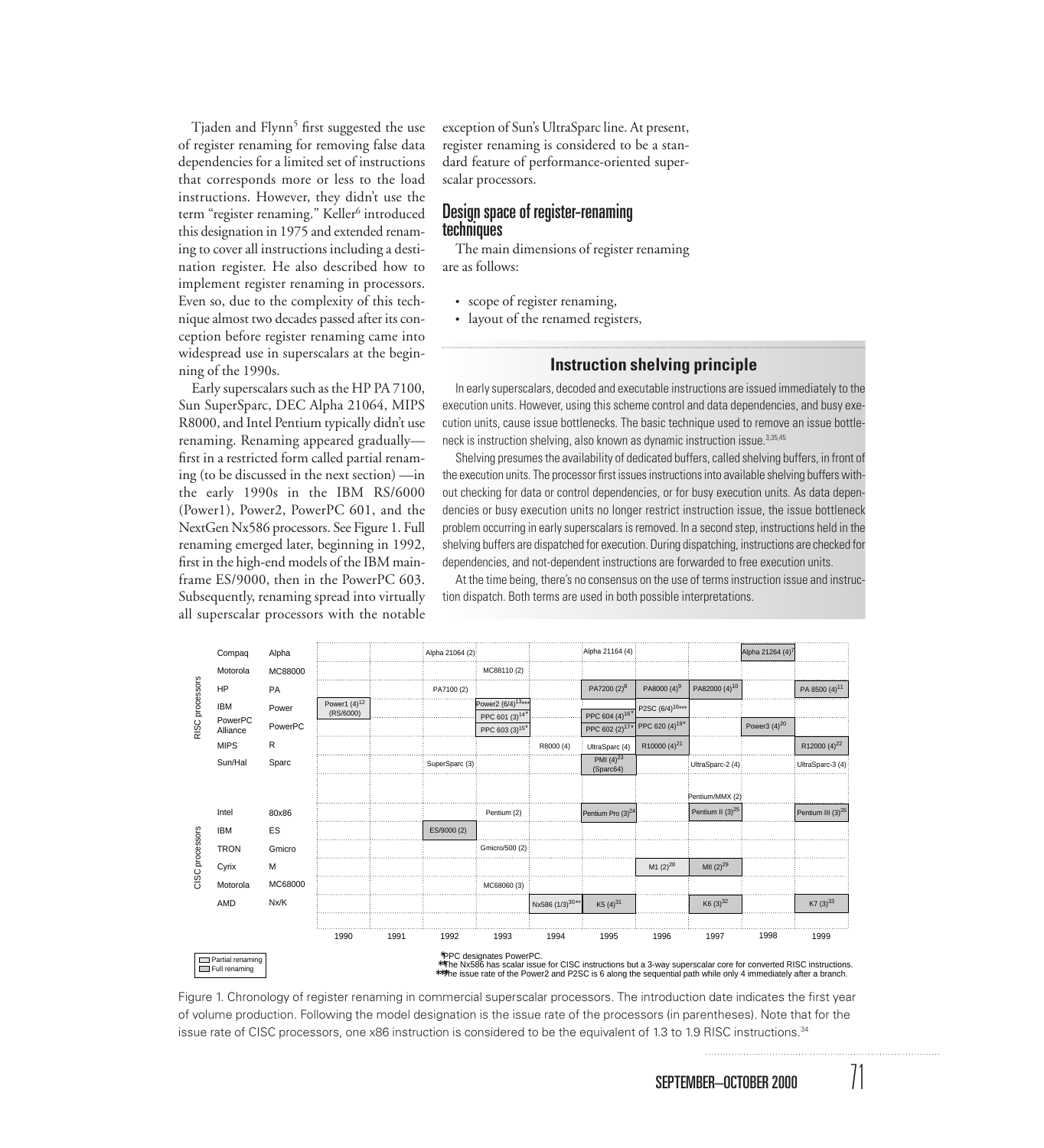Tjaden and Flynn[5] first suggested the use of register renaming for removing false data dependencies for a limited set of instructions that corresponds more or less to the load instructions. However, they didn't use the term "register renaming." Keller[6] introduced this designation in 1975 and extended renaming to cover all instructions including a destination register. He also described how to implement register renaming in processors. Even so, due to the complexity of this technique almost two decades passed after its conception before register renaming came into widespread use in superscalars at the beginning of the 1990s.

Early superscalars such as the HP PA 7100, Sun SuperSparc, DEC Alpha 21064, MIPS R8000, and Intel Pentium typically didn't use renaming. Renaming appeared gradually—first in a restricted form called partial renaming (to be discussed in the next section) —in the early 1990s in the IBM RS/6000 (Power1), Power2, PowerPC 601, and the NextGen Nx586 processors. See Figure 1. Full renaming emerged later, beginning in 1992, first in the high-end models of the IBM mainframe ES/9000, then in the PowerPC 603. Subsequently, renaming spread into virtually all superscalar processors with the notable exception of Sun's UltraSparc line. At present, register renaming is considered to be a standard feature of performance-oriented superscalar processors.

## Design space of register-renaming techniques

The main dimensions of register renaming are as follows:

- scope of register renaming,
- layout of the renamed registers,

### Instruction shelving principle

In early superscalars, decoded and executable instructions are issued immediately to the execution units. However, using this scheme control and data dependencies, and busy execution units, cause issue bottlenecks. The basic technique used to remove an issue bottleneck is instruction shelving, also known as dynamic instruction issue.[3,35,45]

Shelving presumes the availability of dedicated buffers, called shelving buffers, in front of the execution units. The processor first issues instructions into available shelving buffers without checking for data or control dependencies, or for busy execution units. As data dependencies or busy execution units no longer restrict instruction issue, the issue bottleneck problem occurring in early superscalars is removed. In a second step, instructions held in the shelving buffers are dispatched for execution. During dispatching, instructions are checked for dependencies, and not-dependent instructions are forwarded to free execution units.

At the time being, there's no consensus on the use of terms instruction issue and instruction dispatch. Both terms are used in both possible interpretations.

| | Company | Family | 1990 | 1991 | 1992 | 1993 | 1994 | 1995 | 1996 | 1997 | 1998 | 1999 |
|---|---|---|---|---|---|---|---|---|---|---|---|---|
| RISC processors | Compaq | Alpha | | | Alpha 21064 (2) | | | Alpha 21164 (4) | | | Alpha 21264 (4)[7] | |
| | Motorola | MC88000 | | | | MC88110 (2) | | | | | | |
| | HP | PA | | | PA7100 (2) | | | PA7200 (2)[8] | PA8000 (4)[9] | PA82000 (4)[10] | | PA 8500 (4)[11] |
| | IBM | Power | Power1 (4)[12] (RS/6000) | | | Power2 (6/4)[13***] | | | P2SC (6/4)[16***] | | | |
| | PowerPC Alliance | PowerPC | | | | PPC 601 (3)[14*], PPC 603 (3)[15*] | | PPC 604 (4)[16*], PPC 602 (2)[17*] | PPC 620 (4)[19*] | | Power3 (4)[20] | |
| | MIPS | R | | | | | R8000 (4) | | R10000 (4)[21] | | | R12000 (4)[22] |
| | Sun/Hal | Sparc | | | SuperSparc (3) | | | UltraSparc (4), PMI (4)[23] (Sparc64) | | UltraSparc-2 (4) | | UltraSparc-3 (4) |
| CISC processors | Intel | 80x86 | | | | Pentium (2) | | Pentium Pro (3)[24] | | Pentium/MMX (2), Pentium II (3)[25] | | Pentium III (3)[26] |
| | IBM | ES | | | ES/9000 (2) | | | | | | | |
| | TRON | Gmicro | | | | Gmicro/500 (2) | | | | | | |
| | Cyrix | M | | | | | | | M1 (2)[28] | MII (2)[29] | | |
| | Motorola | MC68000 | | | | MC68060 (3) | | | | | | |
| | AMD | Nx/K | | | | | Nx586 (1/3)[30**] | K5 (4)[31] | | K6 (3)[32] | | K7 (3)[33] |

Partial renaming / Full renaming

*PPC designates PowerPC.
**The Nx586 has scalar issue for CISC instructions but a 3-way superscalar core for converted RISC instructions.
***The issue rate of the Power2 and P2SC is 6 along the sequential path while only 4 immediately after a branch.

Figure 1. Chronology of register renaming in commercial superscalar processors. The introduction date indicates the first year of volume production. Following the model designation is the issue rate of the processors (in parentheses). Note that for the issue rate of CISC processors, one x86 instruction is considered to be the equivalent of 1.3 to 1.9 RISC instructions.[34]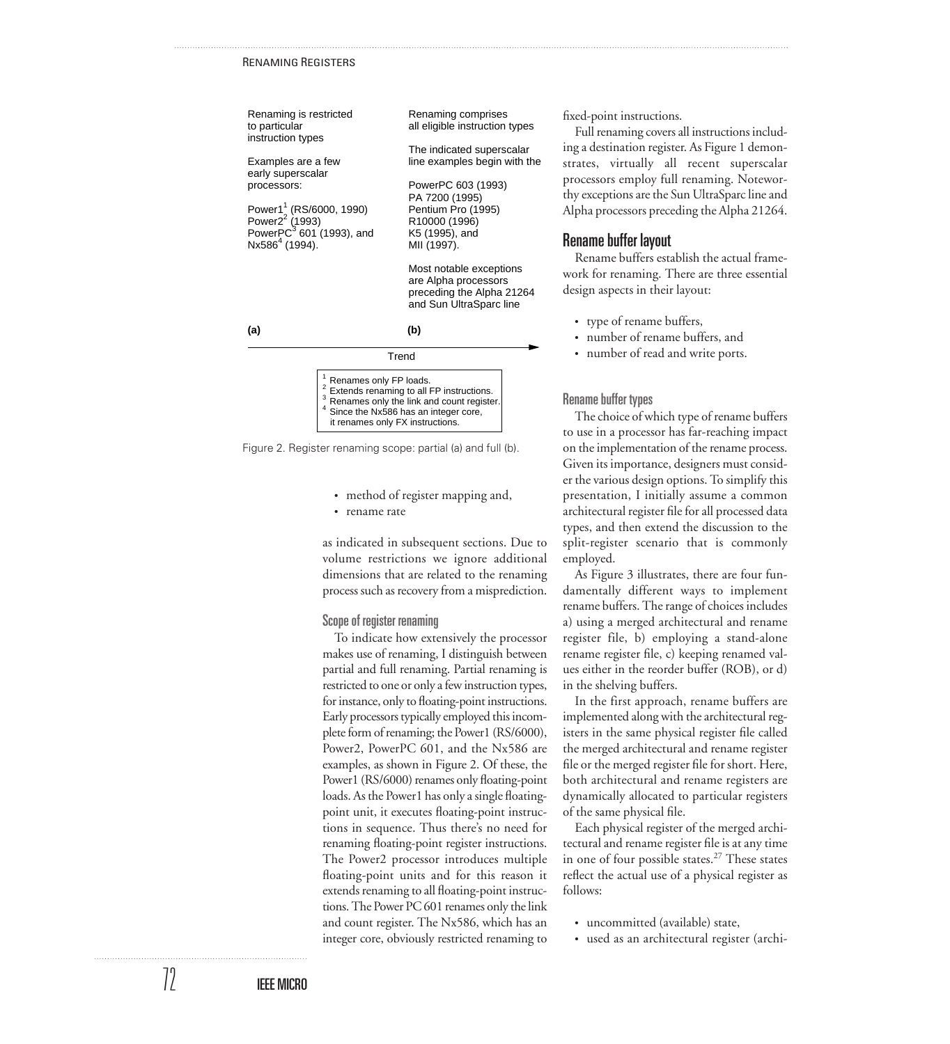Renaming is restricted to particular instruction types

Examples are a few early superscalar processors:

Power1[1] (RS/6000, 1990)
Power2[2] (1993)
PowerPC[3] 601 (1993), and
Nx586[4] (1994).

(a)

Renaming comprises all eligible instruction types

The indicated superscalar line examples begin with the

PowerPC 603 (1993)
PA 7200 (1995)
Pentium Pro (1995)
R10000 (1996)
K5 (1995), and
MII (1997).

Most notable exceptions are Alpha processors preceding the Alpha 21264 and Sun UltraSparc line

(b)

Trend

[1] Renames only FP loads.
[2] Extends renaming to all FP instructions.
[3] Renames only the link and count register.
[4] Since the Nx586 has an integer core, it renames only FX instructions.

Figure 2. Register renaming scope: partial (a) and full (b).

- method of register mapping and,
- rename rate

as indicated in subsequent sections. Due to volume restrictions we ignore additional dimensions that are related to the renaming process such as recovery from a misprediction.

### Scope of register renaming

To indicate how extensively the processor makes use of renaming, I distinguish between partial and full renaming. Partial renaming is restricted to one or only a few instruction types, for instance, only to floating-point instructions. Early processors typically employed this incomplete form of renaming; the Power1 (RS/6000), Power2, PowerPC 601, and the Nx586 are examples, as shown in Figure 2. Of these, the Power1 (RS/6000) renames only floating-point loads. As the Power1 has only a single floating-point unit, it executes floating-point instructions in sequence. Thus there's no need for renaming floating-point register instructions. The Power2 processor introduces multiple floating-point units and for this reason it extends renaming to all floating-point instructions. The Power PC 601 renames only the link and count register. The Nx586, which has an integer core, obviously restricted renaming to fixed-point instructions.

Full renaming covers all instructions including a destination register. As Figure 1 demonstrates, virtually all recent superscalar processors employ full renaming. Noteworthy exceptions are the Sun UltraSparc line and Alpha processors preceding the Alpha 21264.

## Rename buffer layout

Rename buffers establish the actual framework for renaming. There are three essential design aspects in their layout:

- type of rename buffers,
- number of rename buffers, and
- number of read and write ports.

### Rename buffer types

The choice of which type of rename buffers to use in a processor has far-reaching impact on the implementation of the rename process. Given its importance, designers must consider the various design options. To simplify this presentation, I initially assume a common architectural register file for all processed data types, and then extend the discussion to the split-register scenario that is commonly employed.

As Figure 3 illustrates, there are four fundamentally different ways to implement rename buffers. The range of choices includes a) using a merged architectural and rename register file, b) employing a stand-alone rename register file, c) keeping renamed values either in the reorder buffer (ROB), or d) in the shelving buffers.

In the first approach, rename buffers are implemented along with the architectural registers in the same physical register file called the merged architectural and rename register file or the merged register file for short. Here, both architectural and rename registers are dynamically allocated to particular registers of the same physical file.

Each physical register of the merged architectural and rename register file is at any time in one of four possible states.[27] These states reflect the actual use of a physical register as follows:

- uncommitted (available) state,
- used as an architectural register (archi-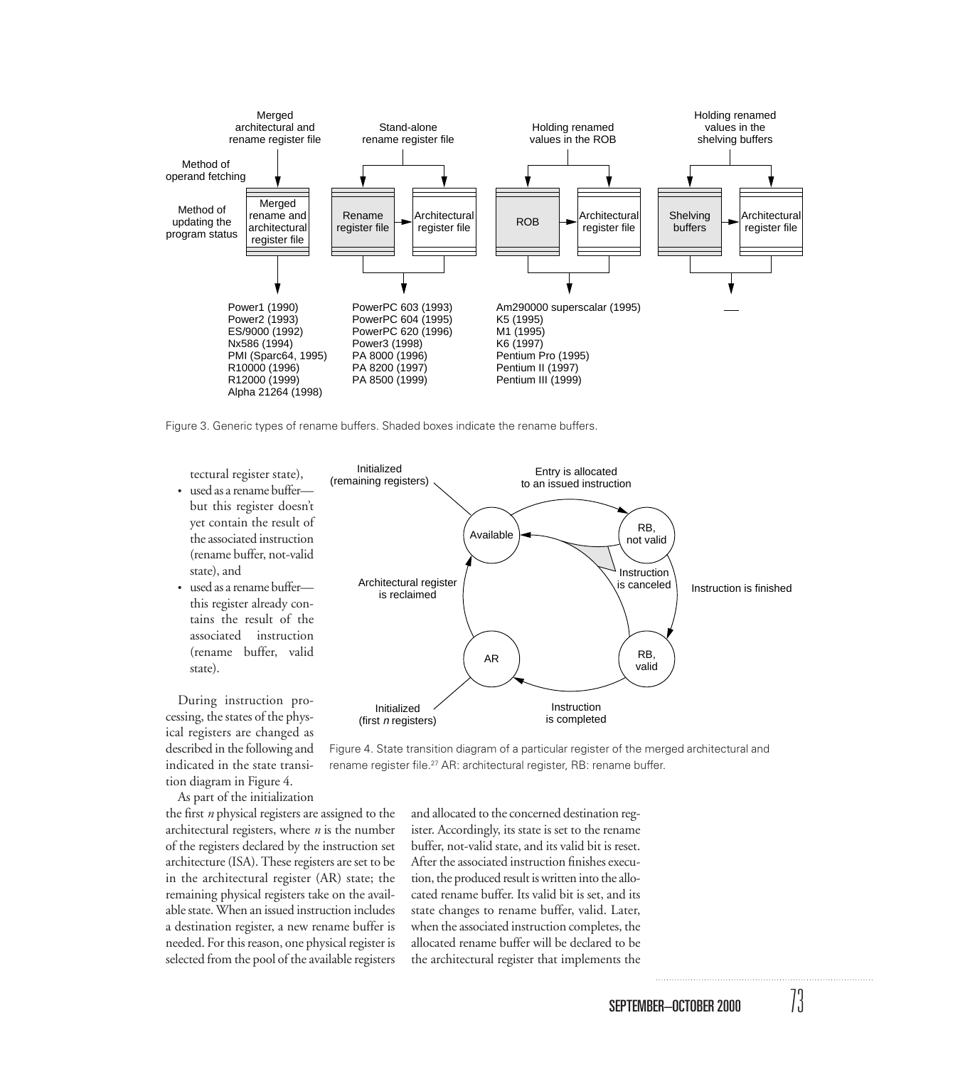Figure 3. Generic types of rename buffers. Shaded boxes indicate the rename buffers.

tectural register state),

- used as a rename buffer—but this register doesn't yet contain the result of the associated instruction (rename buffer, not-valid state), and
- used as a rename buffer—this register already contains the result of the associated instruction (rename buffer, valid state).

During instruction processing, the states of the physical registers are changed as described in the following and indicated in the state transition diagram in Figure 4.

Figure 4. State transition diagram of a particular register of the merged architectural and rename register file.[27] AR: architectural register, RB: rename buffer.

As part of the initialization the first *n* physical registers are assigned to the architectural registers, where *n* is the number of the registers declared by the instruction set architecture (ISA). These registers are set to be in the architectural register (AR) state; the remaining physical registers take on the available state. When an issued instruction includes a destination register, a new rename buffer is needed. For this reason, one physical register is selected from the pool of the available registers and allocated to the concerned destination register. Accordingly, its state is set to the rename buffer, not-valid state, and its valid bit is reset. After the associated instruction finishes execution, the produced result is written into the allocated rename buffer. Its valid bit is set, and its state changes to rename buffer, valid. Later, when the associated instruction completes, the allocated rename buffer will be declared to be the architectural register that implements the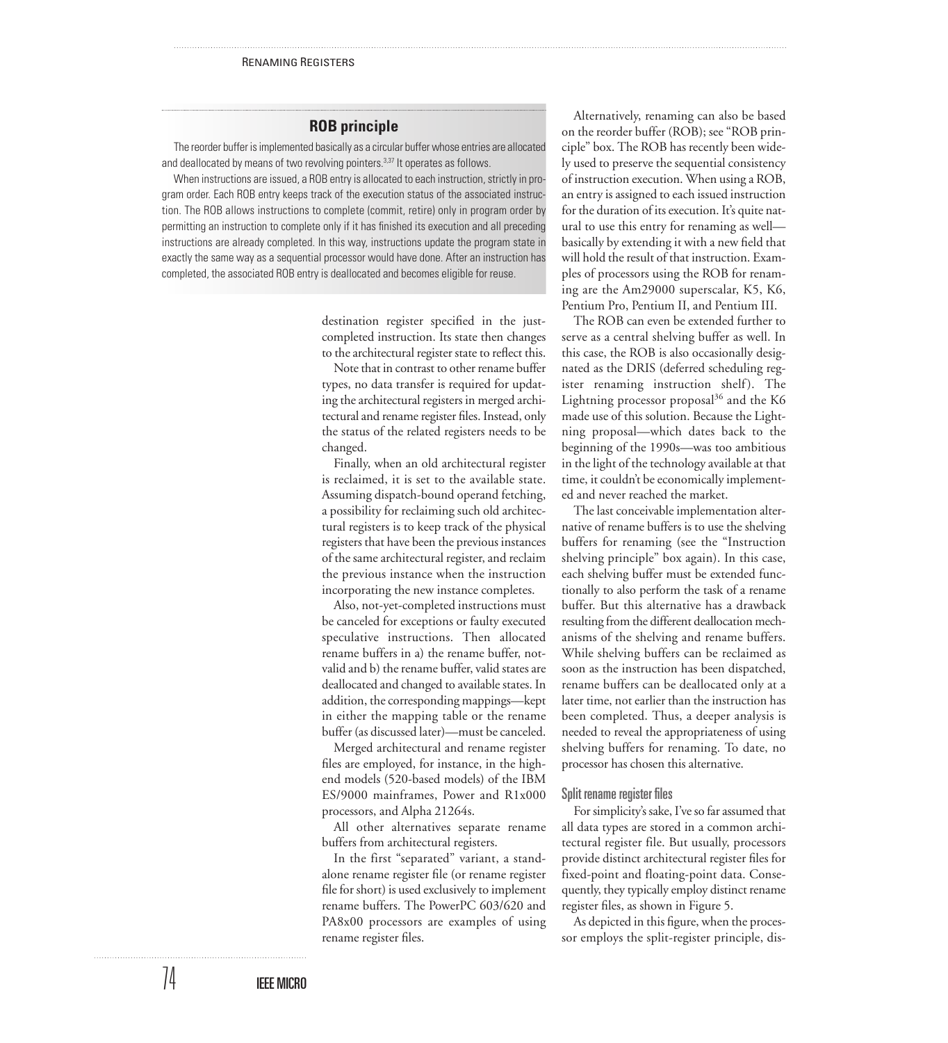## ROB principle

The reorder buffer is implemented basically as a circular buffer whose entries are allocated and deallocated by means of two revolving pointers.[3,37] It operates as follows.

When instructions are issued, a ROB entry is allocated to each instruction, strictly in program order. Each ROB entry keeps track of the execution status of the associated instruction. The ROB allows instructions to complete (commit, retire) only in program order by permitting an instruction to complete only if it has finished its execution and all preceding instructions are already completed. In this way, instructions update the program state in exactly the same way as a sequential processor would have done. After an instruction has completed, the associated ROB entry is deallocated and becomes eligible for reuse.

destination register specified in the just-completed instruction. Its state then changes to the architectural register state to reflect this.

Note that in contrast to other rename buffer types, no data transfer is required for updating the architectural registers in merged architectural and rename register files. Instead, only the status of the related registers needs to be changed.

Finally, when an old architectural register is reclaimed, it is set to the available state. Assuming dispatch-bound operand fetching, a possibility for reclaiming such old architectural registers is to keep track of the physical registers that have been the previous instances of the same architectural register, and reclaim the previous instance when the instruction incorporating the new instance completes.

Also, not-yet-completed instructions must be canceled for exceptions or faulty executed speculative instructions. Then allocated rename buffers in a) the rename buffer, not-valid and b) the rename buffer, valid states are deallocated and changed to available states. In addition, the corresponding mappings—kept in either the mapping table or the rename buffer (as discussed later)—must be canceled.

Merged architectural and rename register files are employed, for instance, in the high-end models (520-based models) of the IBM ES/9000 mainframes, Power and R1x000 processors, and Alpha 21264s.

All other alternatives separate rename buffers from architectural registers.

In the first "separated" variant, a standalone rename register file (or rename register file for short) is used exclusively to implement rename buffers. The PowerPC 603/620 and PA8x00 processors are examples of using rename register files.

Alternatively, renaming can also be based on the reorder buffer (ROB); see "ROB principle" box. The ROB has recently been widely used to preserve the sequential consistency of instruction execution. When using a ROB, an entry is assigned to each issued instruction for the duration of its execution. It's quite natural to use this entry for renaming as well—basically by extending it with a new field that will hold the result of that instruction. Examples of processors using the ROB for renaming are the Am29000 superscalar, K5, K6, Pentium Pro, Pentium II, and Pentium III.

The ROB can even be extended further to serve as a central shelving buffer as well. In this case, the ROB is also occasionally designated as the DRIS (deferred scheduling register renaming instruction shelf). The Lightning processor proposal[36] and the K6 made use of this solution. Because the Lightning proposal—which dates back to the beginning of the 1990s—was too ambitious in the light of the technology available at that time, it couldn't be economically implemented and never reached the market.

The last conceivable implementation alternative of rename buffers is to use the shelving buffers for renaming (see the "Instruction shelving principle" box again). In this case, each shelving buffer must be extended functionally to also perform the task of a rename buffer. But this alternative has a drawback resulting from the different deallocation mechanisms of the shelving and rename buffers. While shelving buffers can be reclaimed as soon as the instruction has been dispatched, rename buffers can be deallocated only at a later time, not earlier than the instruction has been completed. Thus, a deeper analysis is needed to reveal the appropriateness of using shelving buffers for renaming. To date, no processor has chosen this alternative.

### Split rename register files

For simplicity's sake, I've so far assumed that all data types are stored in a common architectural register file. But usually, processors provide distinct architectural register files for fixed-point and floating-point data. Consequently, they typically employ distinct rename register files, as shown in Figure 5.

As depicted in this figure, when the processor employs the split-register principle, dis-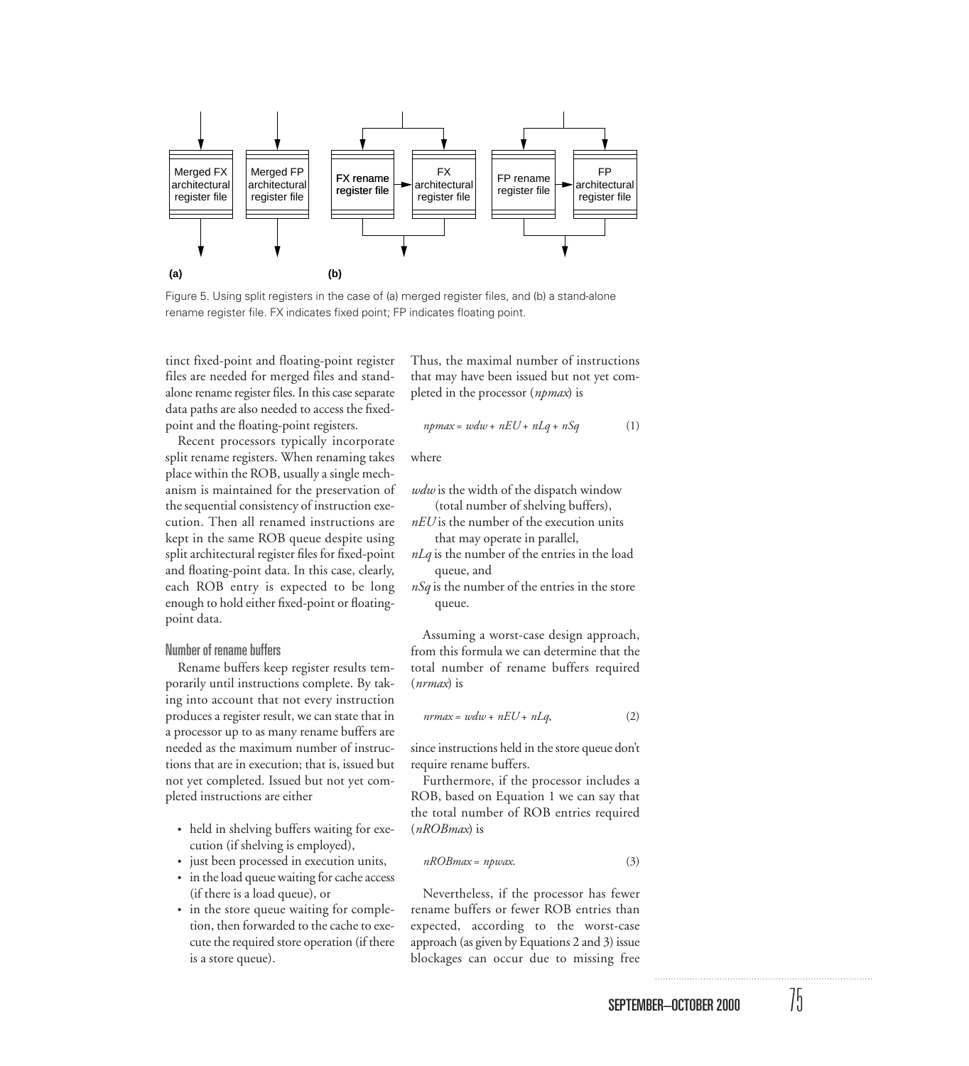Merged FX architectural register file

Merged FP architectural register file

FX rename register file

FX architectural register file

FP rename register file

FP architectural register file

(a)

(b)

Figure 5. Using split registers in the case of (a) merged register files, and (b) a stand-alone rename register file. FX indicates fixed point; FP indicates floating point.

tinct fixed-point and floating-point register files are needed for merged files and standalone rename register files. In this case separate data paths are also needed to access the fixed-point and the floating-point registers.

Recent processors typically incorporate split rename registers. When renaming takes place within the ROB, usually a single mechanism is maintained for the preservation of the sequential consistency of instruction execution. Then all renamed instructions are kept in the same ROB queue despite using split architectural register files for fixed-point and floating-point data. In this case, clearly, each ROB entry is expected to be long enough to hold either fixed-point or floating-point data.

### Number of rename buffers

Rename buffers keep register results temporarily until instructions complete. By taking into account that not every instruction produces a register result, we can state that in a processor up to as many rename buffers are needed as the maximum number of instructions that are in execution; that is, issued but not yet completed. Issued but not yet completed instructions are either

- held in shelving buffers waiting for execution (if shelving is employed),
- just been processed in execution units,
- in the load queue waiting for cache access (if there is a load queue), or
- in the store queue waiting for completion, then forwarded to the cache to execute the required store operation (if there is a store queue).

Thus, the maximal number of instructions that may have been issued but not yet completed in the processor (*npmax*) is

$$npmax = wdw + nEU + nLq + nSq \tag{1}$$

where

*wdw* is the width of the dispatch window (total number of shelving buffers),
*nEU* is the number of the execution units that may operate in parallel,
*nLq* is the number of the entries in the load queue, and
*nSq* is the number of the entries in the store queue.

Assuming a worst-case design approach, from this formula we can determine that the total number of rename buffers required (*nrmax*) is

$$nrmax = wdw + nEU + nLq, \tag{2}$$

since instructions held in the store queue don't require rename buffers.

Furthermore, if the processor includes a ROB, based on Equation 1 we can say that the total number of ROB entries required (*nROBmax*) is

$$nROBmax = npwax. \tag{3}$$

Nevertheless, if the processor has fewer rename buffers or fewer ROB entries than expected, according to the worst-case approach (as given by Equations 2 and 3) issue blockages can occur due to missing free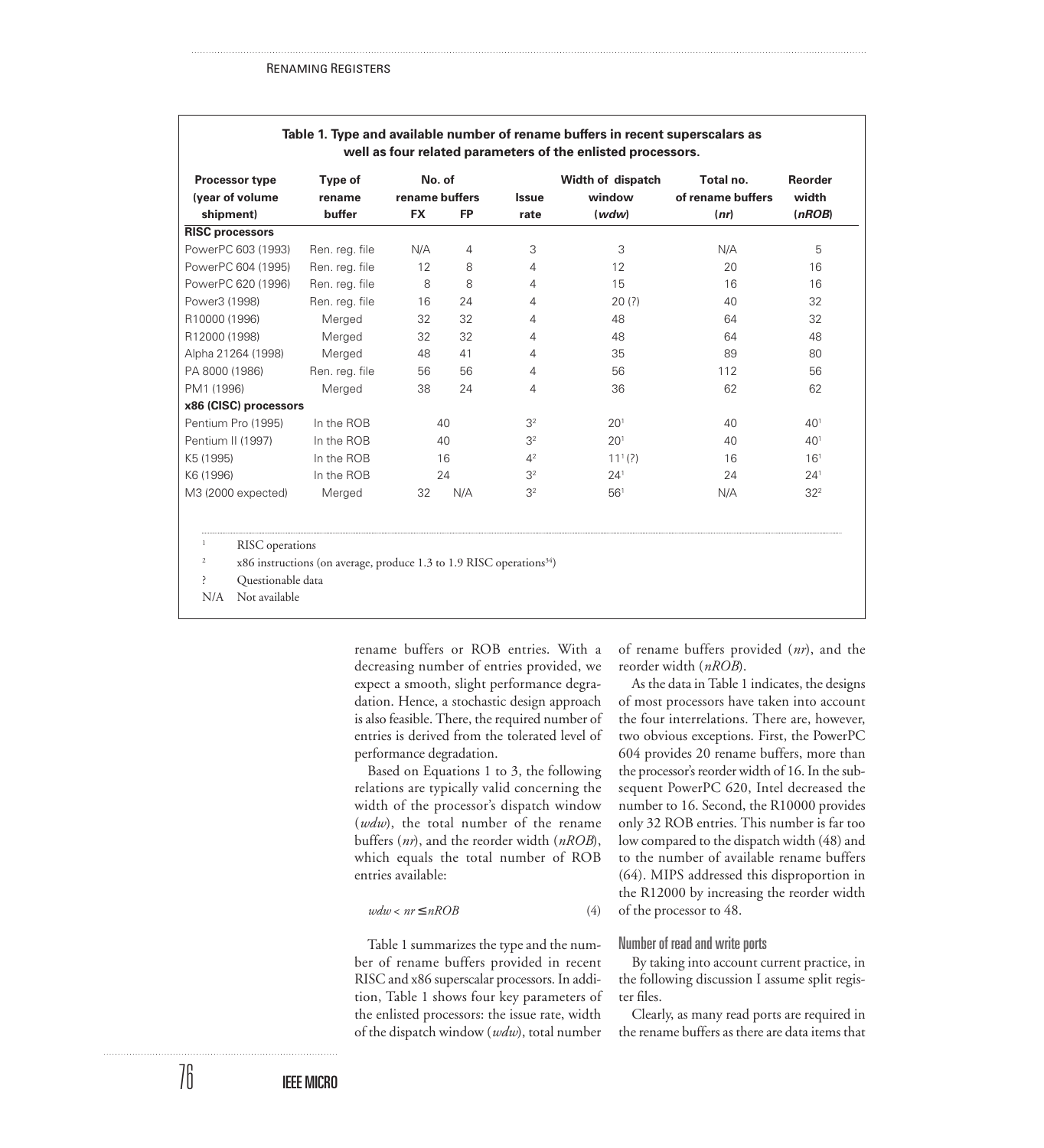**Table 1. Type and available number of rename buffers in recent superscalars as well as four related parameters of the enlisted processors.**

| Processor type (year of volume shipment) | Type of rename buffer | No. of rename buffers FX | No. of rename buffers FP | Issue rate | Width of dispatch window (*wdw*) | Total no. of rename buffers (*nr*) | Reorder width (*nROB*) |
|---|---|---|---|---|---|---|---|
| **RISC processors** | | | | | | | |
| PowerPC 603 (1993) | Ren. reg. file | N/A | 4 | 3 | 3 | N/A | 5 |
| PowerPC 604 (1995) | Ren. reg. file | 12 | 8 | 4 | 12 | 20 | 16 |
| PowerPC 620 (1996) | Ren. reg. file | 8 | 8 | 4 | 15 | 16 | 16 |
| Power3 (1998) | Ren. reg. file | 16 | 24 | 4 | 20 (?) | 40 | 32 |
| R10000 (1996) | Merged | 32 | 32 | 4 | 48 | 64 | 32 |
| R12000 (1998) | Merged | 32 | 32 | 4 | 48 | 64 | 48 |
| Alpha 21264 (1998) | Merged | 48 | 41 | 4 | 35 | 89 | 80 |
| PA 8000 (1986) | Ren. reg. file | 56 | 56 | 4 | 56 | 112 | 56 |
| PM1 (1996) | Merged | 38 | 24 | 4 | 36 | 62 | 62 |
| **x86 (CISC) processors** | | | | | | | |
| Pentium Pro (1995) | In the ROB | 40 | | 3[2] | 20[1] | 40 | 40[1] |
| Pentium II (1997) | In the ROB | 40 | | 3[2] | 20[1] | 40 | 40[1] |
| K5 (1995) | In the ROB | 16 | | 4[2] | 11[1] (?) | 16 | 16[1] |
| K6 (1996) | In the ROB | 24 | | 3[2] | 24[1] | 24 | 24[1] |
| M3 (2000 expected) | Merged | 32 | N/A | 3[2] | 56[1] | N/A | 32[2] |

[1] RISC operations

[2] x86 instructions (on average, produce 1.3 to 1.9 RISC operations[34])

? Questionable data

N/A Not available

rename buffers or ROB entries. With a decreasing number of entries provided, we expect a smooth, slight performance degradation. Hence, a stochastic design approach is also feasible. There, the required number of entries is derived from the tolerated level of performance degradation.

Based on Equations 1 to 3, the following relations are typically valid concerning the width of the processor's dispatch window (*wdw*), the total number of the rename buffers (*nr*), and the reorder width (*nROB*), which equals the total number of ROB entries available:

$$wdw < nr \leq nROB \tag{4}$$

Table 1 summarizes the type and the number of rename buffers provided in recent RISC and x86 superscalar processors. In addition, Table 1 shows four key parameters of the enlisted processors: the issue rate, width of the dispatch window (*wdw*), total number of rename buffers provided (*nr*), and the reorder width (*nROB*).

As the data in Table 1 indicates, the designs of most processors have taken into account the four interrelations. There are, however, two obvious exceptions. First, the PowerPC 604 provides 20 rename buffers, more than the processor's reorder width of 16. In the subsequent PowerPC 620, Intel decreased the number to 16. Second, the R10000 provides only 32 ROB entries. This number is far too low compared to the dispatch width (48) and to the number of available rename buffers (64). MIPS addressed this disproportion in the R12000 by increasing the reorder width of the processor to 48.

### Number of read and write ports

By taking into account current practice, in the following discussion I assume split register files.

Clearly, as many read ports are required in the rename buffers as there are data items that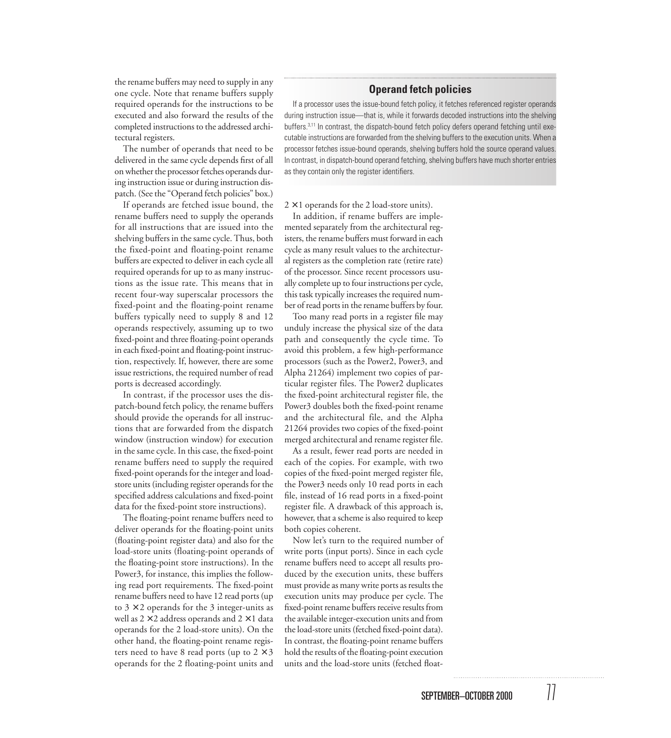the rename buffers may need to supply in any one cycle. Note that rename buffers supply required operands for the instructions to be executed and also forward the results of the completed instructions to the addressed architectural registers.

The number of operands that need to be delivered in the same cycle depends first of all on whether the processor fetches operands during instruction issue or during instruction dispatch. (See the "Operand fetch policies" box.)

If operands are fetched issue bound, the rename buffers need to supply the operands for all instructions that are issued into the shelving buffers in the same cycle. Thus, both the fixed-point and floating-point rename buffers are expected to deliver in each cycle all required operands for up to as many instructions as the issue rate. This means that in recent four-way superscalar processors the fixed-point and the floating-point rename buffers typically need to supply 8 and 12 operands respectively, assuming up to two fixed-point and three floating-point operands in each fixed-point and floating-point instruction, respectively. If, however, there are some issue restrictions, the required number of read ports is decreased accordingly.

In contrast, if the processor uses the dispatch-bound fetch policy, the rename buffers should provide the operands for all instructions that are forwarded from the dispatch window (instruction window) for execution in the same cycle. In this case, the fixed-point rename buffers need to supply the required fixed-point operands for the integer and load-store units (including register operands for the specified address calculations and fixed-point data for the fixed-point store instructions).

The floating-point rename buffers need to deliver operands for the floating-point units (floating-point register data) and also for the load-store units (floating-point operands of the floating-point store instructions). In the Power3, for instance, this implies the following read port requirements. The fixed-point rename buffers need to have 12 read ports (up to $3 \times 2$ operands for the 3 integer-units as well as $2 \times 2$ address operands and $2 \times 1$ data operands for the 2 load-store units). On the other hand, the floating-point rename registers need to have 8 read ports (up to $2 \times 3$ operands for the 2 floating-point units and $2 \times 1$ operands for the 2 load-store units).

In addition, if rename buffers are implemented separately from the architectural registers, the rename buffers must forward in each cycle as many result values to the architectural registers as the completion rate (retire rate) of the processor. Since recent processors usually complete up to four instructions per cycle, this task typically increases the required number of read ports in the rename buffers by four.

Too many read ports in a register file may unduly increase the physical size of the data path and consequently the cycle time. To avoid this problem, a few high-performance processors (such as the Power2, Power3, and Alpha 21264) implement two copies of particular register files. The Power2 duplicates the fixed-point architectural register file, the Power3 doubles both the fixed-point rename and the architectural file, and the Alpha 21264 provides two copies of the fixed-point merged architectural and rename register file.

As a result, fewer read ports are needed in each of the copies. For example, with two copies of the fixed-point merged register file, the Power3 needs only 10 read ports in each file, instead of 16 read ports in a fixed-point register file. A drawback of this approach is, however, that a scheme is also required to keep both copies coherent.

Now let's turn to the required number of write ports (input ports). Since in each cycle rename buffers need to accept all results produced by the execution units, these buffers must provide as many write ports as results the execution units may produce per cycle. The fixed-point rename buffers receive results from the available integer-execution units and from the load-store units (fetched fixed-point data). In contrast, the floating-point rename buffers hold the results of the floating-point execution units and the load-store units (fetched float-

## Operand fetch policies

If a processor uses the issue-bound fetch policy, it fetches referenced register operands during instruction issue—that is, while it forwards decoded instructions into the shelving buffers.[3,11] In contrast, the dispatch-bound fetch policy defers operand fetching until executable instructions are forwarded from the shelving buffers to the execution units. When a processor fetches issue-bound operands, shelving buffers hold the source operand values. In contrast, in dispatch-bound operand fetching, shelving buffers have much shorter entries as they contain only the register identifiers.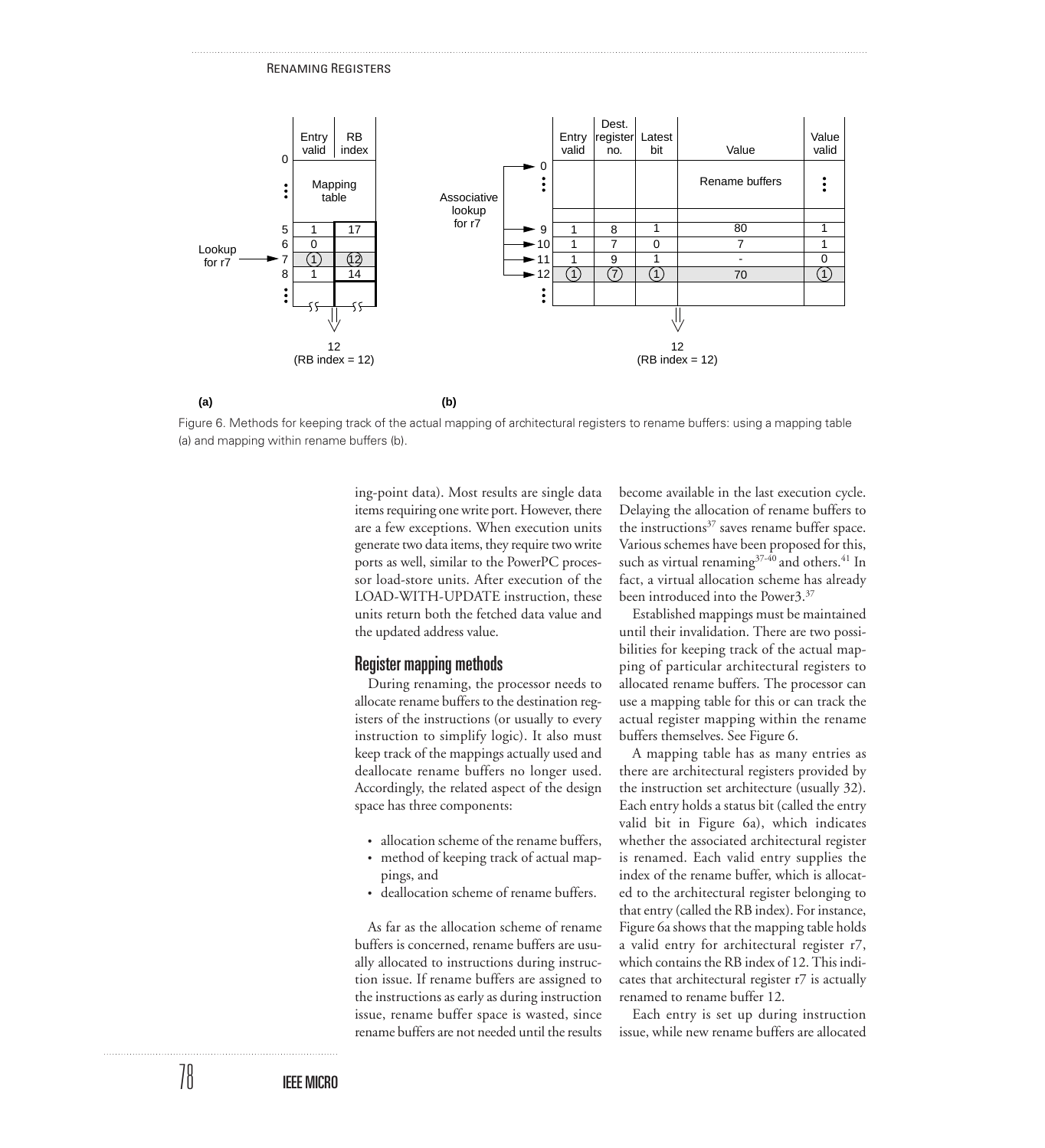Figure 6. Methods for keeping track of the actual mapping of architectural registers to rename buffers: using a mapping table (a) and mapping within rename buffers (b).

ing-point data). Most results are single data items requiring one write port. However, there are a few exceptions. When execution units generate two data items, they require two write ports as well, similar to the PowerPC processor load-store units. After execution of the LOAD-WITH-UPDATE instruction, these units return both the fetched data value and the updated address value.

## Register mapping methods

During renaming, the processor needs to allocate rename buffers to the destination registers of the instructions (or usually to every instruction to simplify logic). It also must keep track of the mappings actually used and deallocate rename buffers no longer used. Accordingly, the related aspect of the design space has three components:

- allocation scheme of the rename buffers,
- method of keeping track of actual mappings, and
- deallocation scheme of rename buffers.

As far as the allocation scheme of rename buffers is concerned, rename buffers are usually allocated to instructions during instruction issue. If rename buffers are assigned to the instructions as early as during instruction issue, rename buffer space is wasted, since rename buffers are not needed until the results become available in the last execution cycle. Delaying the allocation of rename buffers to the instructions[37] saves rename buffer space. Various schemes have been proposed for this, such as virtual renaming[37-40] and others.[41] In fact, a virtual allocation scheme has already been introduced into the Power3.[37]

Established mappings must be maintained until their invalidation. There are two possibilities for keeping track of the actual mapping of particular architectural registers to allocated rename buffers. The processor can use a mapping table for this or can track the actual register mapping within the rename buffers themselves. See Figure 6.

A mapping table has as many entries as there are architectural registers provided by the instruction set architecture (usually 32). Each entry holds a status bit (called the entry valid bit in Figure 6a), which indicates whether the associated architectural register is renamed. Each valid entry supplies the index of the rename buffer, which is allocated to the architectural register belonging to that entry (called the RB index). For instance, Figure 6a shows that the mapping table holds a valid entry for architectural register r7, which contains the RB index of 12. This indicates that architectural register r7 is actually renamed to rename buffer 12.

Each entry is set up during instruction issue, while new rename buffers are allocated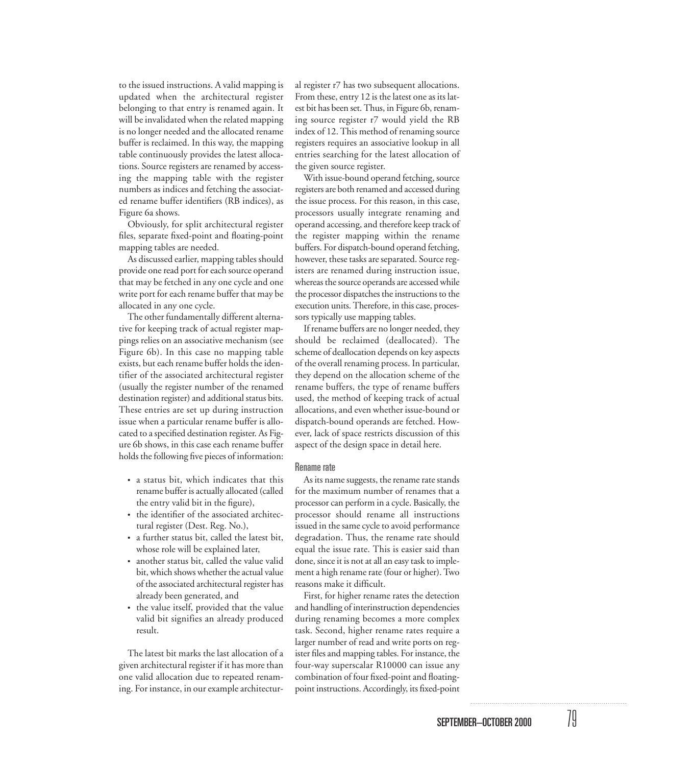to the issued instructions. A valid mapping is updated when the architectural register belonging to that entry is renamed again. It will be invalidated when the related mapping is no longer needed and the allocated rename buffer is reclaimed. In this way, the mapping table continuously provides the latest allocations. Source registers are renamed by accessing the mapping table with the register numbers as indices and fetching the associated rename buffer identifiers (RB indices), as Figure 6a shows.

Obviously, for split architectural register files, separate fixed-point and floating-point mapping tables are needed.

As discussed earlier, mapping tables should provide one read port for each source operand that may be fetched in any one cycle and one write port for each rename buffer that may be allocated in any one cycle.

The other fundamentally different alternative for keeping track of actual register mappings relies on an associative mechanism (see Figure 6b). In this case no mapping table exists, but each rename buffer holds the identifier of the associated architectural register (usually the register number of the renamed destination register) and additional status bits. These entries are set up during instruction issue when a particular rename buffer is allocated to a specified destination register. As Figure 6b shows, in this case each rename buffer holds the following five pieces of information:

- a status bit, which indicates that this rename buffer is actually allocated (called the entry valid bit in the figure),
- the identifier of the associated architectural register (Dest. Reg. No.),
- a further status bit, called the latest bit, whose role will be explained later,
- another status bit, called the value valid bit, which shows whether the actual value of the associated architectural register has already been generated, and
- the value itself, provided that the value valid bit signifies an already produced result.

The latest bit marks the last allocation of a given architectural register if it has more than one valid allocation due to repeated renaming. For instance, in our example architectural register r7 has two subsequent allocations. From these, entry 12 is the latest one as its latest bit has been set. Thus, in Figure 6b, renaming source register r7 would yield the RB index of 12. This method of renaming source registers requires an associative lookup in all entries searching for the latest allocation of the given source register.

With issue-bound operand fetching, source registers are both renamed and accessed during the issue process. For this reason, in this case, processors usually integrate renaming and operand accessing, and therefore keep track of the register mapping within the rename buffers. For dispatch-bound operand fetching, however, these tasks are separated. Source registers are renamed during instruction issue, whereas the source operands are accessed while the processor dispatches the instructions to the execution units. Therefore, in this case, processors typically use mapping tables.

If rename buffers are no longer needed, they should be reclaimed (deallocated). The scheme of deallocation depends on key aspects of the overall renaming process. In particular, they depend on the allocation scheme of the rename buffers, the type of rename buffers used, the method of keeping track of actual allocations, and even whether issue-bound or dispatch-bound operands are fetched. However, lack of space restricts discussion of this aspect of the design space in detail here.

### Rename rate

As its name suggests, the rename rate stands for the maximum number of renames that a processor can perform in a cycle. Basically, the processor should rename all instructions issued in the same cycle to avoid performance degradation. Thus, the rename rate should equal the issue rate. This is easier said than done, since it is not at all an easy task to implement a high rename rate (four or higher). Two reasons make it difficult.

First, for higher rename rates the detection and handling of interinstruction dependencies during renaming becomes a more complex task. Second, higher rename rates require a larger number of read and write ports on register files and mapping tables. For instance, the four-way superscalar R10000 can issue any combination of four fixed-point and floating-point instructions. Accordingly, its fixed-point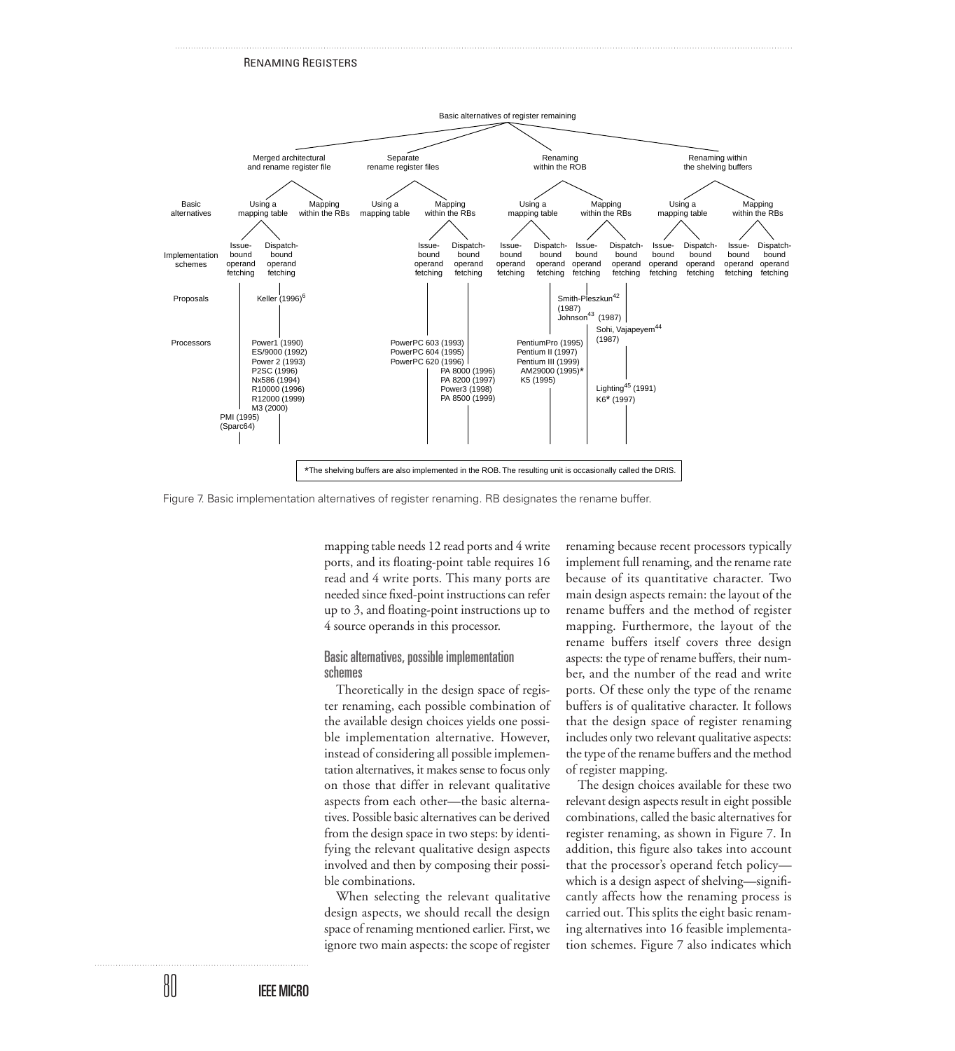Basic alternatives of register remaining

| | Merged architectural and rename register file | | | Separate rename register files | | | Renaming within the ROB | | | | Renaming within the shelving buffers | | | |
|---|---|---|---|---|---|---|---|---|---|---|---|---|---|---|
| Basic alternatives | Using a mapping table | | Mapping within the RBs | Using a mapping table | Mapping within the RBs | | Using a mapping table | | Mapping within the RBs | | Using a mapping table | | Mapping within the RBs | |
| Implementation schemes | Issue-bound operand fetching | Dispatch-bound operand fetching | | | Issue-bound operand fetching | Dispatch-bound operand fetching | Issue-bound operand fetching | Dispatch-bound operand fetching | Issue-bound operand fetching | Dispatch-bound operand fetching | Issue-bound operand fetching | Dispatch-bound operand fetching | Issue-bound operand fetching | Dispatch-bound operand fetching |
| Proposals | | Keller (1996)[6] | | | | | | | Smith-Pleszkun[42] (1987), Johnson[43] (1987) | Sohi, Vajapeyem[44] (1987) | | | | |
| Processors | PMI (1995) (Sparc64) | Power1 (1990), ES/9000 (1992), Power 2 (1993), P2SC (1996), Nx586 (1994), R10000 (1996), R12000 (1999), M3 (2000) | | | PowerPC 603 (1993), PowerPC 604 (1995), PowerPC 620 (1996) | PA 8000 (1996), PA 8200 (1997), Power3 (1998), PA 8500 (1999) | | PentiumPro (1995), Pentium II (1997), Pentium III (1999), AM29000 (1995)*, K5 (1995) | | Lighting[45] (1991), K6* (1997) | | | | |

*The shelving buffers are also implemented in the ROB. The resulting unit is occasionally called the DRIS.

Figure 7. Basic implementation alternatives of register renaming. RB designates the rename buffer.

mapping table needs 12 read ports and 4 write ports, and its floating-point table requires 16 read and 4 write ports. This many ports are needed since fixed-point instructions can refer up to 3, and floating-point instructions up to 4 source operands in this processor.

### Basic alternatives, possible implementation schemes

Theoretically in the design space of register renaming, each possible combination of the available design choices yields one possible implementation alternative. However, instead of considering all possible implementation alternatives, it makes sense to focus only on those that differ in relevant qualitative aspects from each other—the basic alternatives. Possible basic alternatives can be derived from the design space in two steps: by identifying the relevant qualitative design aspects involved and then by composing their possible combinations.

When selecting the relevant qualitative design aspects, we should recall the design space of renaming mentioned earlier. First, we ignore two main aspects: the scope of register renaming because recent processors typically implement full renaming, and the rename rate because of its quantitative character. Two main design aspects remain: the layout of the rename buffers and the method of register mapping. Furthermore, the layout of the rename buffers itself covers three design aspects: the type of rename buffers, their number, and the number of the read and write ports. Of these only the type of the rename buffers is of qualitative character. It follows that the design space of register renaming includes only two relevant qualitative aspects: the type of the rename buffers and the method of register mapping.

The design choices available for these two relevant design aspects result in eight possible combinations, called the basic alternatives for register renaming, as shown in Figure 7. In addition, this figure also takes into account that the processor's operand fetch policy—which is a design aspect of shelving—significantly affects how the renaming process is carried out. This splits the eight basic renaming alternatives into 16 feasible implementation schemes. Figure 7 also indicates which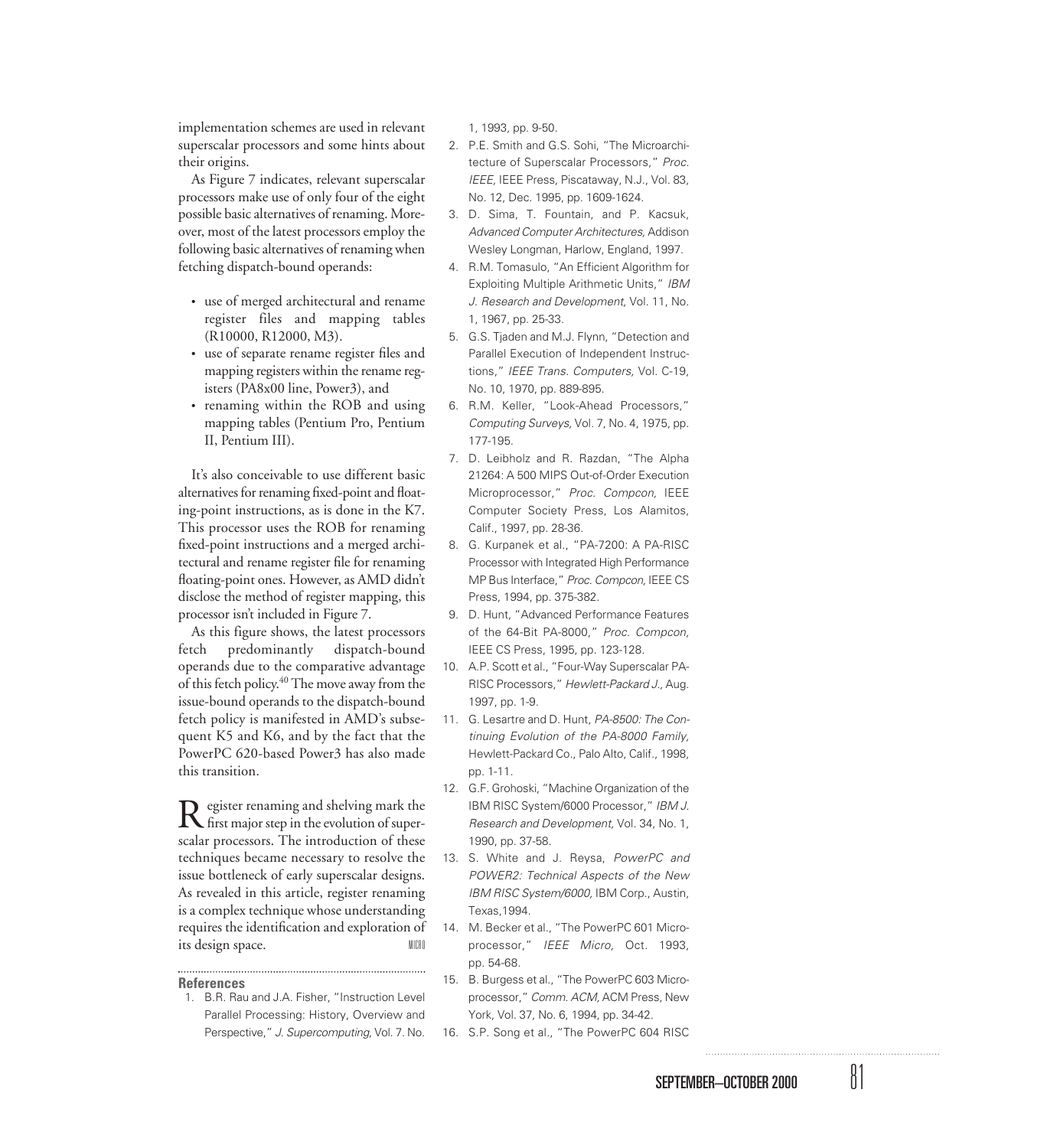implementation schemes are used in relevant superscalar processors and some hints about their origins.

As Figure 7 indicates, relevant superscalar processors make use of only four of the eight possible basic alternatives of renaming. Moreover, most of the latest processors employ the following basic alternatives of renaming when fetching dispatch-bound operands:

- use of merged architectural and rename register files and mapping tables (R10000, R12000, M3).
- use of separate rename register files and mapping registers within the rename registers (PA8x00 line, Power3), and
- renaming within the ROB and using mapping tables (Pentium Pro, Pentium II, Pentium III).

It's also conceivable to use different basic alternatives for renaming fixed-point and floating-point instructions, as is done in the K7. This processor uses the ROB for renaming fixed-point instructions and a merged architectural and rename register file for renaming floating-point ones. However, as AMD didn't disclose the method of register mapping, this processor isn't included in Figure 7.

As this figure shows, the latest processors fetch predominantly dispatch-bound operands due to the comparative advantage of this fetch policy.[40] The move away from the issue-bound operands to the dispatch-bound fetch policy is manifested in AMD's subsequent K5 and K6, and by the fact that the PowerPC 620-based Power3 has also made this transition.

Register renaming and shelving mark the first major step in the evolution of superscalar processors. The introduction of these techniques became necessary to resolve the issue bottleneck of early superscalar designs. As revealed in this article, register renaming is a complex technique whose understanding requires the identification and exploration of its design space. MICRO

## References

1. B.R. Rau and J.A. Fisher, "Instruction Level Parallel Processing: History, Overview and Perspective," *J. Supercomputing,* Vol. 7. No. 1, 1993, pp. 9-50.
2. P.E. Smith and G.S. Sohi, "The Microarchitecture of Superscalar Processors," *Proc. IEEE,* IEEE Press, Piscataway, N.J., Vol. 83, No. 12, Dec. 1995, pp. 1609-1624.
3. D. Sima, T. Fountain, and P. Kacsuk, *Advanced Computer Architectures,* Addison Wesley Longman, Harlow, England, 1997.
4. R.M. Tomasulo, "An Efficient Algorithm for Exploiting Multiple Arithmetic Units," *IBM J. Research and Development,* Vol. 11, No. 1, 1967, pp. 25-33.
5. G.S. Tjaden and M.J. Flynn, "Detection and Parallel Execution of Independent Instructions," *IEEE Trans. Computers,* Vol. C-19, No. 10, 1970, pp. 889-895.
6. R.M. Keller, "Look-Ahead Processors," *Computing Surveys,* Vol. 7, No. 4, 1975, pp. 177-195.
7. D. Leibholz and R. Razdan, "The Alpha 21264: A 500 MIPS Out-of-Order Execution Microprocessor," *Proc. Compcon,* IEEE Computer Society Press, Los Alamitos, Calif., 1997, pp. 28-36.
8. G. Kurpanek et al., "PA-7200: A PA-RISC Processor with Integrated High Performance MP Bus Interface," *Proc. Compcon,* IEEE CS Press, 1994, pp. 375-382.
9. D. Hunt, "Advanced Performance Features of the 64-Bit PA-8000," *Proc. Compcon,* IEEE CS Press, 1995, pp. 123-128.
10. A.P. Scott et al., "Four-Way Superscalar PA-RISC Processors," *Hewlett-Packard J.,* Aug. 1997, pp. 1-9.
11. G. Lesartre and D. Hunt, *PA-8500: The Continuing Evolution of the PA-8000 Family,* Hewlett-Packard Co., Palo Alto, Calif., 1998, pp. 1-11.
12. G.F. Grohoski, "Machine Organization of the IBM RISC System/6000 Processor," *IBM J. Research and Development,* Vol. 34, No. 1, 1990, pp. 37-58.
13. S. White and J. Reysa, *PowerPC and POWER2: Technical Aspects of the New IBM RISC System/6000,* IBM Corp., Austin, Texas,1994.
14. M. Becker et al., "The PowerPC 601 Microprocessor," *IEEE Micro,* Oct. 1993, pp. 54-68.
15. B. Burgess et al., "The PowerPC 603 Microprocessor," *Comm. ACM,* ACM Press, New York, Vol. 37, No. 6, 1994, pp. 34-42.
16. S.P. Song et al., "The PowerPC 604 RISC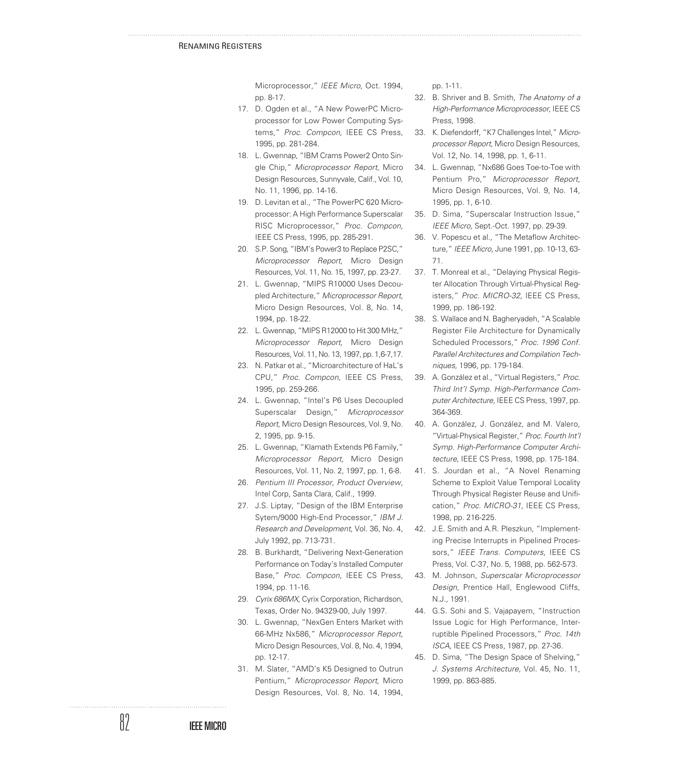Microprocessor," *IEEE Micro,* Oct. 1994, pp. 8-17.

17. D. Ogden et al., "A New PowerPC Microprocessor for Low Power Computing Systems," *Proc. Compcon,* IEEE CS Press, 1995, pp. 281-284.
18. L. Gwennap, "IBM Crams Power2 Onto Single Chip," *Microprocessor Report,* Micro Design Resources, Sunnyvale, Calif., Vol. 10, No. 11, 1996, pp. 14-16.
19. D. Levitan et al., "The PowerPC 620 Microprocessor: A High Performance Superscalar RISC Microprocessor," *Proc. Compcon,* IEEE CS Press, 1995, pp. 285-291.
20. S.P. Song, "IBM's Power3 to Replace P2SC," *Microprocessor Report,* Micro Design Resources, Vol. 11, No. 15, 1997, pp. 23-27.
21. L. Gwennap, "MIPS R10000 Uses Decoupled Architecture," *Microprocessor Report,* Micro Design Resources, Vol. 8, No. 14, 1994, pp. 18-22.
22. L. Gwennap, "MIPS R12000 to Hit 300 MHz," *Microprocessor Report,* Micro Design Resources, Vol. 11, No. 13, 1997, pp. 1,6-7,17.
23. N. Patkar et al., "Microarchitecture of HaL's CPU," *Proc. Compcon,* IEEE CS Press, 1995, pp. 259-266.
24. L. Gwennap, "Intel's P6 Uses Decoupled Superscalar Design," *Microprocessor Report,* Micro Design Resources, Vol. 9, No. 2, 1995, pp. 9-15.
25. L. Gwennap, "Klamath Extends P6 Family," *Microprocessor Report,* Micro Design Resources, Vol. 11, No. 2, 1997, pp. 1, 6-8.
26. *Pentium III Processor, Product Overview,* Intel Corp, Santa Clara, Calif., 1999.
27. J.S. Liptay, "Design of the IBM Enterprise Sytem/9000 High-End Processor," *IBM J. Research and Development,* Vol. 36, No. 4, July 1992, pp. 713-731.
28. B. Burkhardt, "Delivering Next-Generation Performance on Today's Installed Computer Base," *Proc. Compcon,* IEEE CS Press, 1994, pp. 11-16.
29. *Cyrix 686MX,* Cyrix Corporation, Richardson, Texas, Order No. 94329-00, July 1997.
30. L. Gwennap, "NexGen Enters Market with 66-MHz Nx586," *Microprocessor Report,* Micro Design Resources, Vol. 8, No. 4, 1994, pp. 12-17.
31. M. Slater, "AMD's K5 Designed to Outrun Pentium," *Microprocessor Report,* Micro Design Resources, Vol. 8, No. 14, 1994, pp. 1-11.
32. B. Shriver and B. Smith, *The Anatomy of a High-Performance Microprocessor,* IEEE CS Press, 1998.
33. K. Diefendorff, "K7 Challenges Intel," *Microprocessor Report,* Micro Design Resources, Vol. 12, No. 14, 1998, pp. 1, 6-11.
34. L. Gwennap, "Nx686 Goes Toe-to-Toe with Pentium Pro," *Microprocessor Report,* Micro Design Resources, Vol. 9, No. 14, 1995, pp. 1, 6-10.
35. D. Sima, "Superscalar Instruction Issue," *IEEE Micro,* Sept.-Oct. 1997, pp. 29-39.
36. V. Popescu et al., "The Metaflow Architecture," *IEEE Micro,* June 1991, pp. 10-13, 63-71.
37. T. Monreal et al., "Delaying Physical Register Allocation Through Virtual-Physical Registers," *Proc. MICRO-32,* IEEE CS Press, 1999, pp. 186-192.
38. S. Wallace and N. Bagheryadeh, "A Scalable Register File Architecture for Dynamically Scheduled Processors," *Proc. 1996 Conf. Parallel Architectures and Compilation Techniques,* 1996, pp. 179-184.
39. A. González et al., "Virtual Registers," *Proc. Third Int'l Symp. High-Performance Computer Architecture,* IEEE CS Press, 1997, pp. 364-369.
40. A. González, J. González, and M. Valero, "Virtual-Physical Register," *Proc. Fourth Int'l Symp. High-Performance Computer Architecture,* IEEE CS Press, 1998, pp. 175-184.
41. S. Jourdan et al., "A Novel Renaming Scheme to Exploit Value Temporal Locality Through Physical Register Reuse and Unification," *Proc. MICRO-31,* IEEE CS Press, 1998, pp. 216-225.
42. J.E. Smith and A.R. Pleszkun, "Implementing Precise Interrupts in Pipelined Processors," *IEEE Trans. Computers,* IEEE CS Press, Vol. C-37, No. 5, 1988, pp. 562-573.
43. M. Johnson, *Superscalar Microprocessor Design,* Prentice Hall, Englewood Cliffs, N.J., 1991.
44. G.S. Sohi and S. Vajapayem, "Instruction Issue Logic for High Performance, Interruptible Pipelined Processors," *Proc. 14th ISCA,* IEEE CS Press, 1987, pp. 27-36.
45. D. Sima, "The Design Space of Shelving," *J. Systems Architecture,* Vol. 45, No. 11, 1999, pp. 863-885.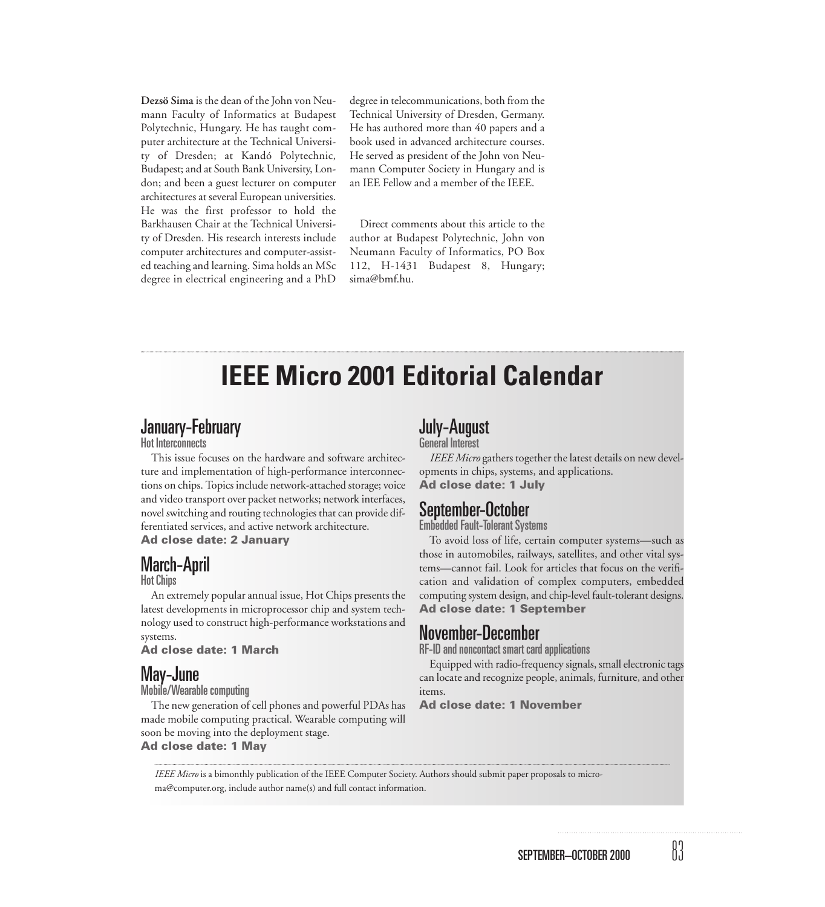**Dezsö Sima** is the dean of the John von Neumann Faculty of Informatics at Budapest Polytechnic, Hungary. He has taught computer architecture at the Technical University of Dresden; at Kandó Polytechnic, Budapest; and at South Bank University, London; and been a guest lecturer on computer architectures at several European universities. He was the first professor to hold the Barkhausen Chair at the Technical University of Dresden. His research interests include computer architectures and computer-assisted teaching and learning. Sima holds an MSc degree in electrical engineering and a PhD degree in telecommunications, both from the Technical University of Dresden, Germany. He has authored more than 40 papers and a book used in advanced architecture courses. He served as president of the John von Neumann Computer Society in Hungary and is an IEE Fellow and a member of the IEEE.

Direct comments about this article to the author at Budapest Polytechnic, John von Neumann Faculty of Informatics, PO Box 112, H-1431 Budapest 8, Hungary; sima@bmf.hu.

# IEEE Micro 2001 Editorial Calendar

## January-February

Hot Interconnects

This issue focuses on the hardware and software architecture and implementation of high-performance interconnections on chips. Topics include network-attached storage; voice and video transport over packet networks; network interfaces, novel switching and routing technologies that can provide differentiated services, and active network architecture.

**Ad close date: 2 January**

## March-April

Hot Chips

An extremely popular annual issue, Hot Chips presents the latest developments in microprocessor chip and system technology used to construct high-performance workstations and systems.

**Ad close date: 1 March**

## May-June

Mobile/Wearable computing

The new generation of cell phones and powerful PDAs has made mobile computing practical. Wearable computing will soon be moving into the deployment stage.

**Ad close date: 1 May**

## July-August

General Interest

*IEEE Micro* gathers together the latest details on new developments in chips, systems, and applications.

**Ad close date: 1 July**

## September-October

Embedded Fault-Tolerant Systems

To avoid loss of life, certain computer systems—such as those in automobiles, railways, satellites, and other vital systems—cannot fail. Look for articles that focus on the verification and validation of complex computers, embedded computing system design, and chip-level fault-tolerant designs.

**Ad close date: 1 September**

## November-December

RF-ID and noncontact smart card applications

Equipped with radio-frequency signals, small electronic tags can locate and recognize people, animals, furniture, and other items.

**Ad close date: 1 November**

*IEEE Micro* is a bimonthly publication of the IEEE Computer Society. Authors should submit paper proposals to micro-ma@computer.org, include author name(s) and full contact information.